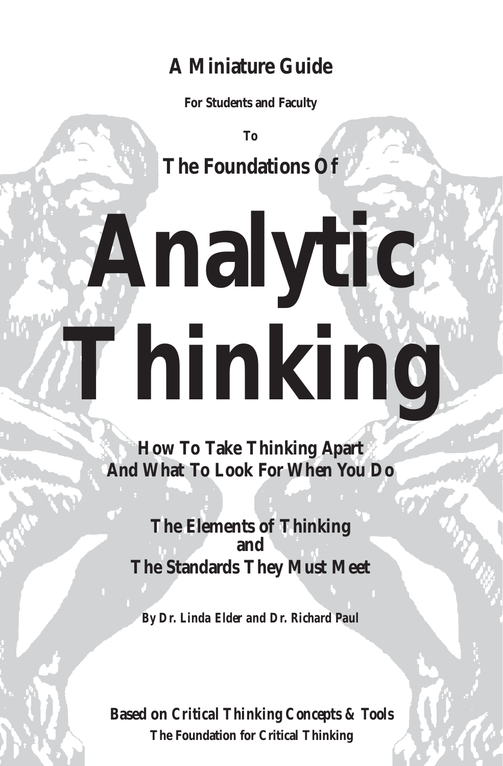## A Miniature Guide

**For Students and Faculty**

**To**

## The Foundations Of

# Analytic Thinking

**How To Take Thinking Apart**
**And What To Look For When You Do**

**The Elements of Thinking**
**and**
**The Standards They Must Meet**

***By Dr. Linda Elder and Dr. Richard Paul***

**Based on Critical Thinking Concepts & Tools**
**The Foundation for Critical Thinking**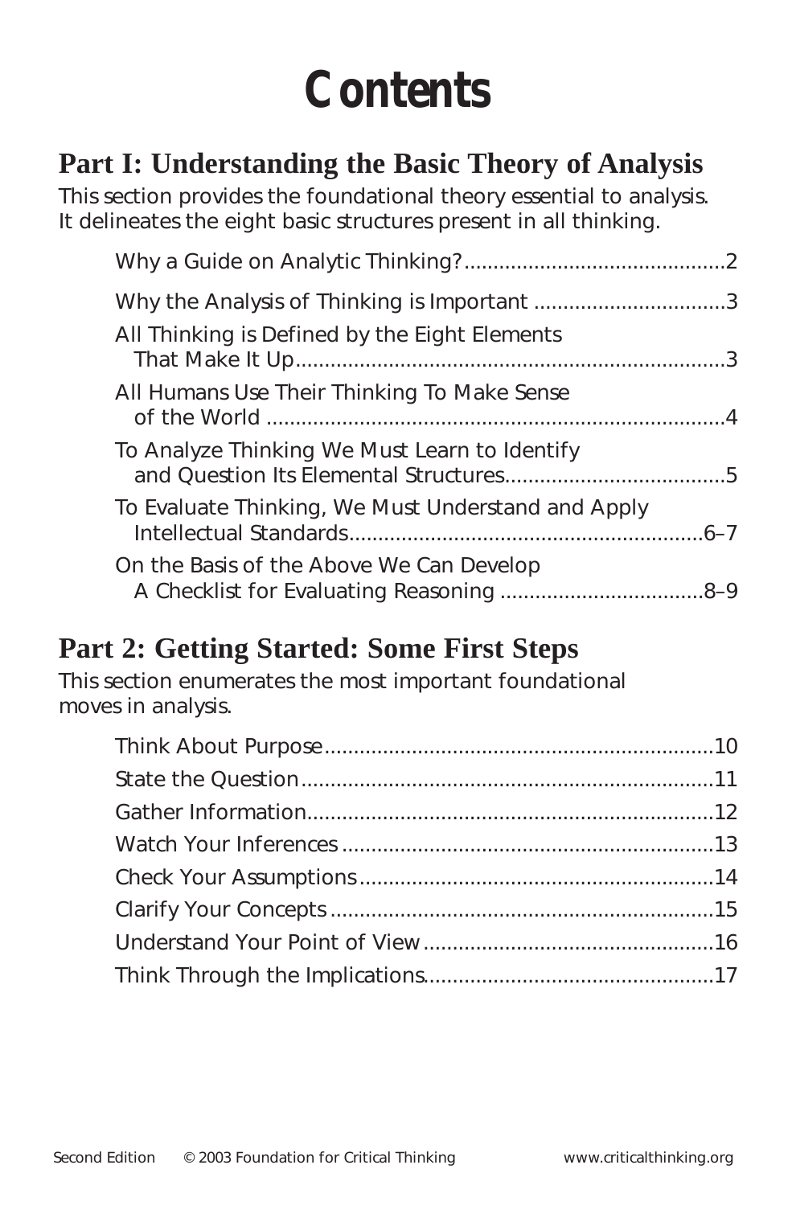# Contents

## Part I: Understanding the Basic Theory of Analysis

This section provides the foundational theory essential to analysis. It delineates the eight basic structures present in all thinking.

- Why a Guide on Analytic Thinking? .......... 2
- Why the Analysis of Thinking is Important .......... 3
- All Thinking is Defined by the Eight Elements That Make It Up .......... 3
- All Humans Use Their Thinking To Make Sense of the World .......... 4
- To Analyze Thinking We Must Learn to Identify and Question Its Elemental Structures .......... 5
- To Evaluate Thinking, We Must Understand and Apply Intellectual Standards .......... 6–7
- On the Basis of the Above We Can Develop A Checklist for Evaluating Reasoning .......... 8–9

## Part 2: Getting Started: Some First Steps

This section enumerates the most important foundational moves in analysis.

- Think About Purpose .......... 10
- State the Question .......... 11
- Gather Information .......... 12
- Watch Your Inferences .......... 13
- Check Your Assumptions .......... 14
- Clarify Your Concepts .......... 15
- Understand Your Point of View .......... 16
- Think Through the Implications .......... 17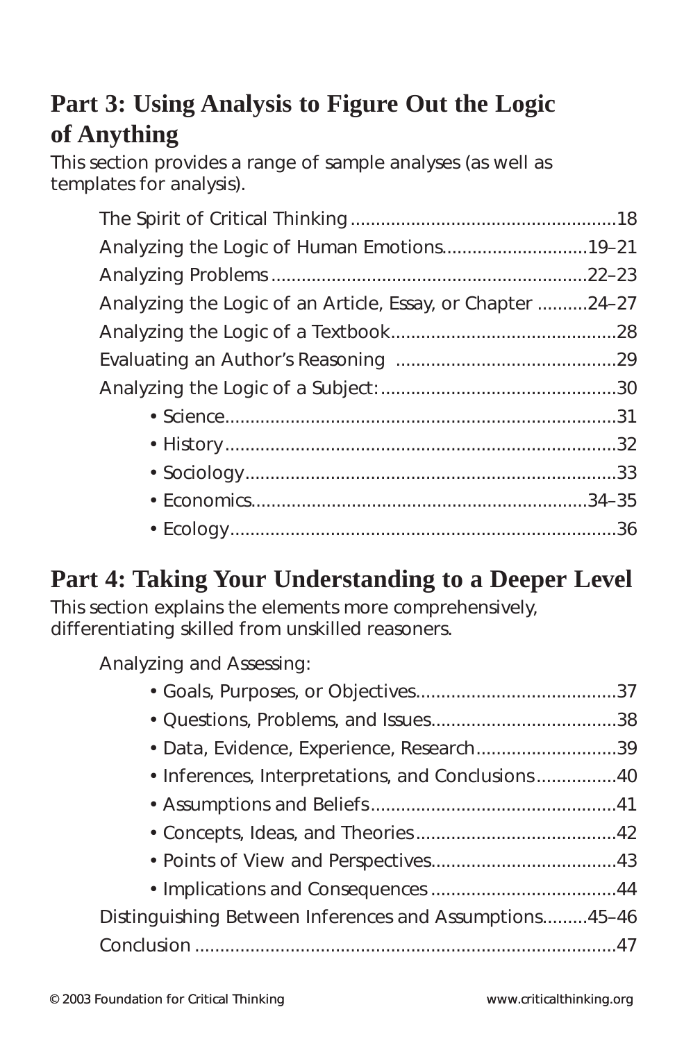## Part 3: Using Analysis to Figure Out the Logic of Anything

This section provides a range of sample analyses (as well as templates for analysis).

- The Spirit of Critical Thinking ....................................................18
- Analyzing the Logic of Human Emotions............................19–21
- Analyzing Problems .............................................................22–23
- Analyzing the Logic of an Article, Essay, or Chapter ..........24–27
- Analyzing the Logic of a Textbook............................................28
- Evaluating an Author's Reasoning ............................................29
- Analyzing the Logic of a Subject:...............................................30
    - Science..............................................................................31
    - History..............................................................................32
    - Sociology..........................................................................33
    - Economics..................................................................34–35
    - Ecology.............................................................................36

## Part 4: Taking Your Understanding to a Deeper Level

This section explains the elements more comprehensively, differentiating skilled from unskilled reasoners.

- Analyzing and Assessing:
    - Goals, Purposes, or Objectives........................................37
    - Questions, Problems, and Issues.....................................38
    - Data, Evidence, Experience, Research............................39
    - Inferences, Interpretations, and Conclusions................40
    - Assumptions and Beliefs.................................................41
    - Concepts, Ideas, and Theories........................................42
    - Points of View and Perspectives.....................................43
    - Implications and Consequences .....................................44
- Distinguishing Between Inferences and Assumptions.........45–46
- Conclusion ....................................................................................47

© 2003 Foundation for Critical Thinking www.criticalthinking.org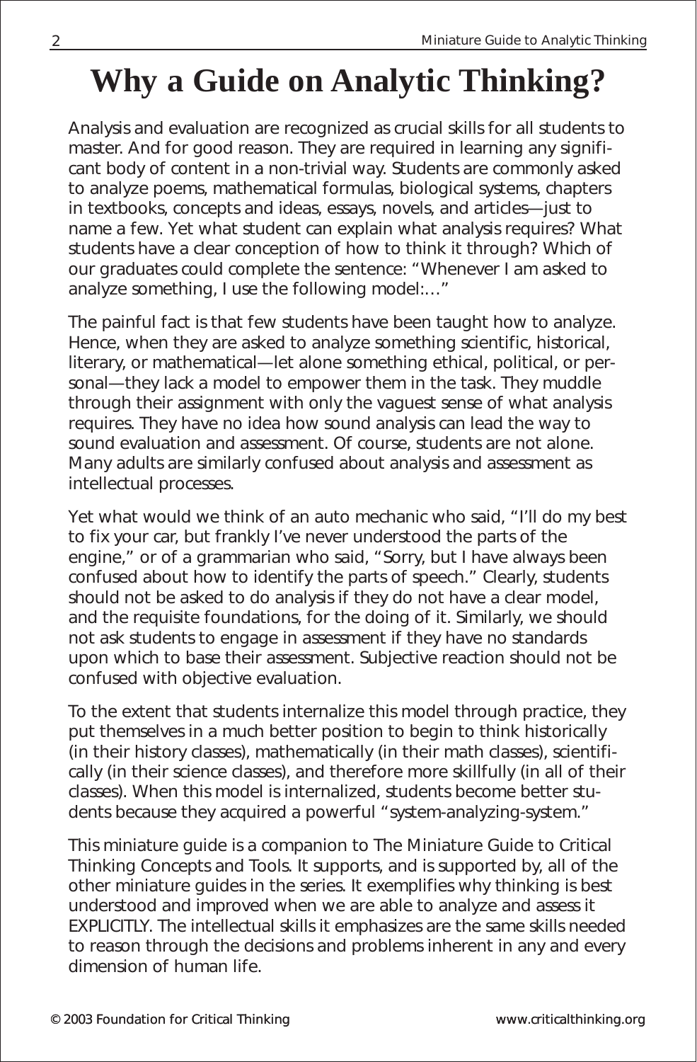# Why a Guide on Analytic Thinking?

Analysis and evaluation are recognized as crucial skills for all students to master. And for good reason. They are required in learning any significant body of content in a non-trivial way. Students are commonly asked to analyze poems, mathematical formulas, biological systems, chapters in textbooks, concepts and ideas, essays, novels, and articles—just to name a few. Yet what student can explain what analysis requires? What students have a clear conception of how to think it through? Which of our graduates could complete the sentence: "Whenever I am asked to analyze something, I use the following model:…"

The painful fact is that few students have been taught how to analyze. Hence, when they are asked to analyze something scientific, historical, literary, or mathematical—let alone something ethical, political, or personal—they lack a model to empower them in the task. They muddle through their assignment with only the vaguest sense of what analysis requires. They have no idea how sound analysis can lead the way to sound evaluation and assessment. Of course, students are not alone. Many adults are similarly confused about analysis and assessment as intellectual processes.

Yet what would we think of an auto mechanic who said, "I'll do my best to fix your car, but frankly I've never understood the parts of the engine," or of a grammarian who said, "Sorry, but I have always been confused about how to identify the parts of speech." Clearly, students should not be asked to do analysis if they do not have a clear model, and the requisite foundations, for the doing of it. Similarly, we should not ask students to engage in assessment if they have no standards upon which to base their assessment. Subjective reaction should not be confused with objective evaluation.

To the extent that students internalize this model through practice, they put themselves in a much better position to begin to think historically (in their history classes), mathematically (in their math classes), scientifically (in their science classes), and therefore more skillfully (in all of their classes). When this model is internalized, students become better students because they acquired a powerful "system-analyzing-system."

This miniature guide is a companion to The Miniature Guide to Critical Thinking Concepts and Tools. It supports, and is supported by, all of the other miniature guides in the series. It exemplifies why thinking is best understood and improved when we are able to analyze and assess it EXPLICITLY. The intellectual skills it emphasizes are the same skills needed to reason through the decisions and problems inherent in any and every dimension of human life.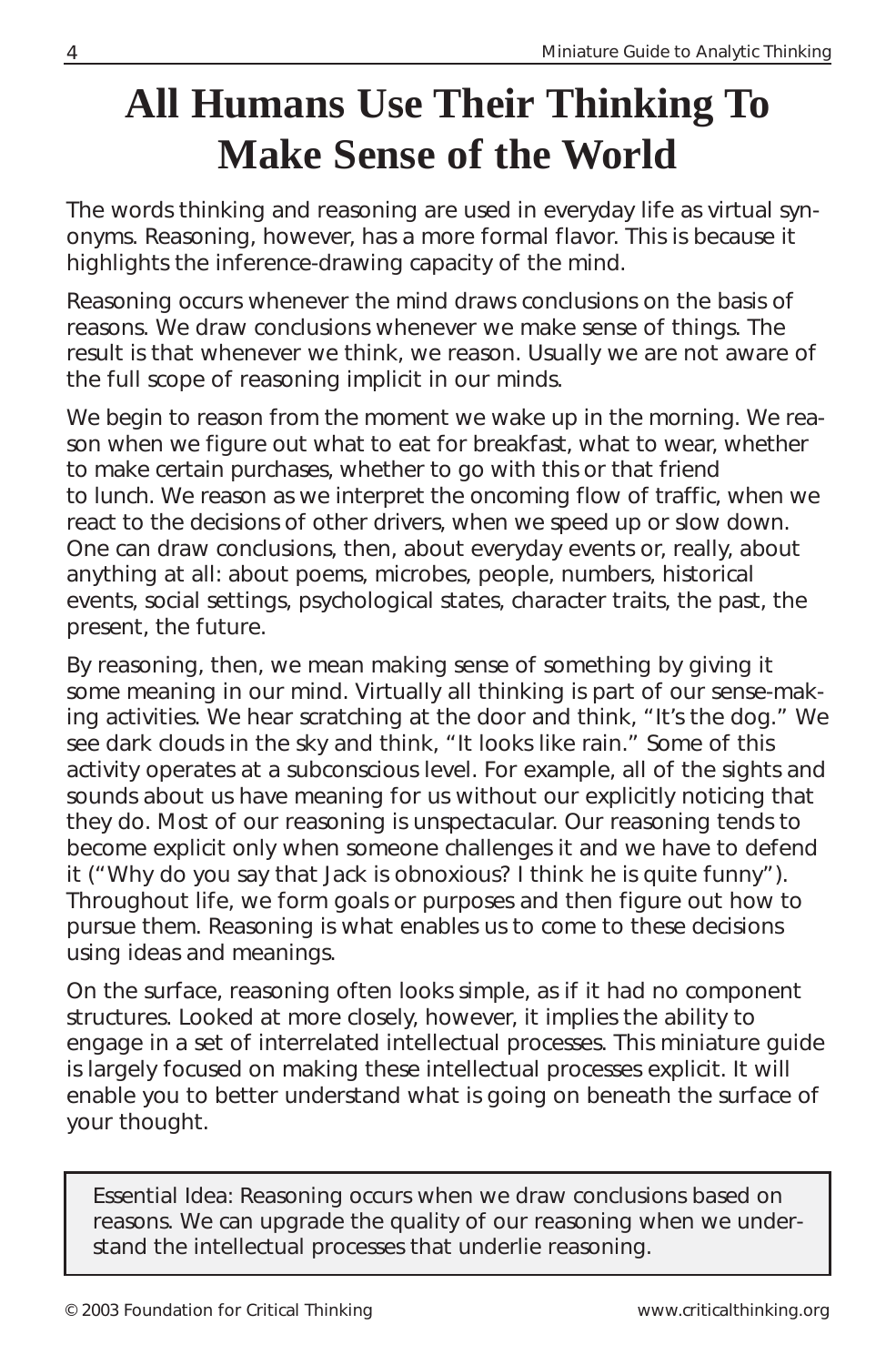# All Humans Use Their Thinking To Make Sense of the World

The words thinking and reasoning are used in everyday life as virtual synonyms. Reasoning, however, has a more formal flavor. This is because it highlights the inference-drawing capacity of the mind.

Reasoning occurs whenever the mind draws conclusions on the basis of reasons. We draw conclusions whenever we make sense of things. The result is that whenever we think, we reason. Usually we are not aware of the full scope of reasoning implicit in our minds.

We begin to reason from the moment we wake up in the morning. We reason when we figure out what to eat for breakfast, what to wear, whether to make certain purchases, whether to go with this or that friend to lunch. We reason as we interpret the oncoming flow of traffic, when we react to the decisions of other drivers, when we speed up or slow down. One can draw conclusions, then, about everyday events or, really, about anything at all: about poems, microbes, people, numbers, historical events, social settings, psychological states, character traits, the past, the present, the future.

By reasoning, then, we mean making sense of something by giving it some meaning in our mind. Virtually all thinking is part of our sense-making activities. We hear scratching at the door and think, "It's the dog." We see dark clouds in the sky and think, "It looks like rain." Some of this activity operates at a subconscious level. For example, all of the sights and sounds about us have meaning for us without our explicitly noticing that they do. Most of our reasoning is unspectacular. Our reasoning tends to become explicit only when someone challenges it and we have to defend it ("Why do you say that Jack is obnoxious? I think he is quite funny"). Throughout life, we form goals or purposes and then figure out how to pursue them. Reasoning is what enables us to come to these decisions using ideas and meanings.

On the surface, reasoning often looks simple, as if it had no component structures. Looked at more closely, however, it implies the ability to engage in a set of interrelated intellectual processes. This miniature guide is largely focused on making these intellectual processes explicit. It will enable you to better understand what is going on beneath the surface of your thought.

> Essential Idea: Reasoning occurs when we draw conclusions based on reasons. We can upgrade the quality of our reasoning when we understand the intellectual processes that underlie reasoning.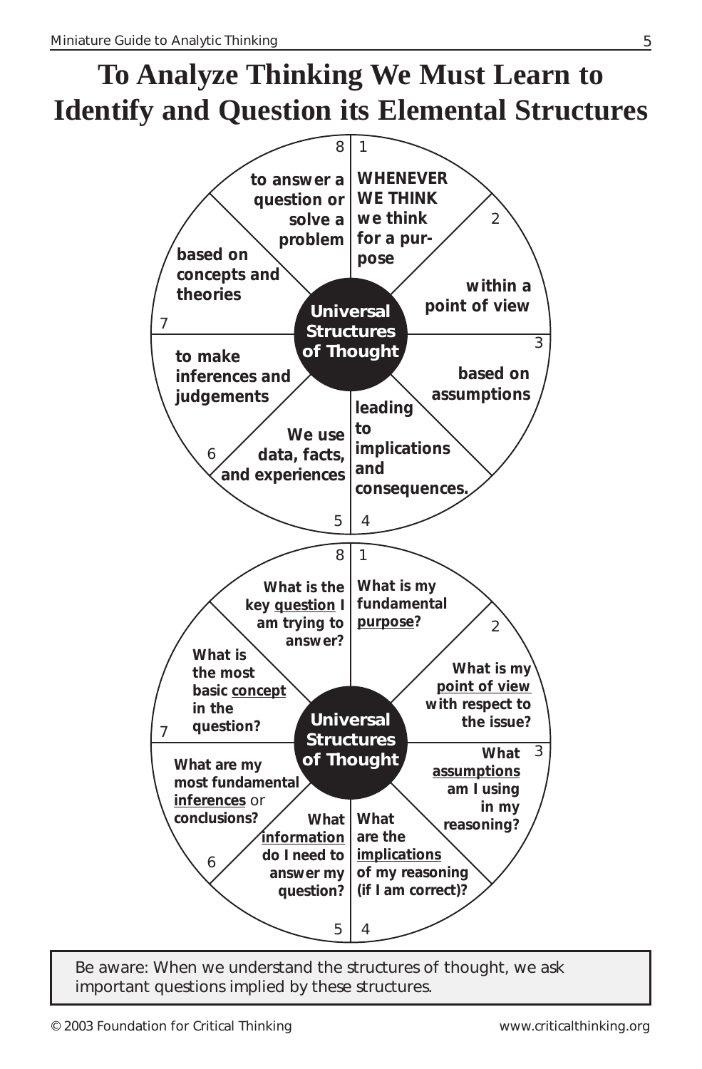# To Analyze Thinking We Must Learn to Identify and Question its Elemental Structures

**Universal Structures of Thought**

1. **WHENEVER WE THINK we think for a purpose**
2. **within a point of view**
3. **based on assumptions**
4. **leading to implications and consequences.**
5. **We use data, facts, and experiences**
6. **to make inferences and judgements**
7. **based on concepts and theories**
8. **to answer a question or solve a problem**

**Universal Structures of Thought**

1. **What is my fundamental <u>purpose</u>?**
2. **What is my <u>point of view</u> with respect to the issue?**
3. **What <u>assumptions</u> am I using in my reasoning?**
4. **What are the <u>implications</u> of my reasoning (if I am correct)?**
5. **What <u>information</u> do I need to answer my question?**
6. **What are my most fundamental <u>inferences</u>** or **conclusions?**
7. **What is the most basic <u>concept</u> in the question?**
8. **What is the key <u>question</u> I am trying to answer?**

> Be aware: When we understand the structures of thought, we ask important questions implied by these structures.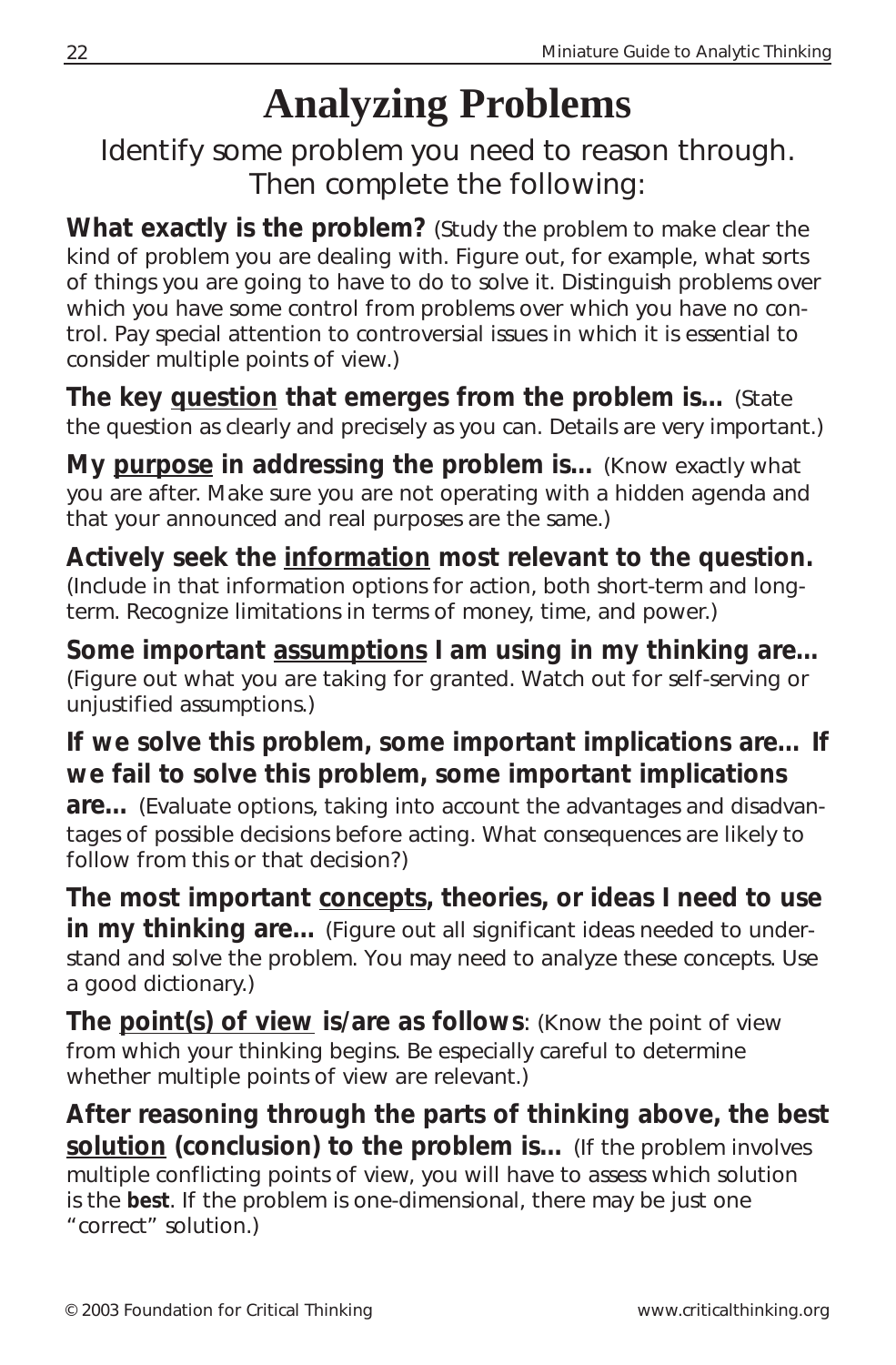# Analyzing Problems

Identify some problem you need to reason through. Then complete the following:

**What exactly is the problem?** (Study the problem to make clear the kind of problem you are dealing with. Figure out, for example, what sorts of things you are going to have to do to solve it. Distinguish problems over which you have some control from problems over which you have no control. Pay special attention to controversial issues in which it is essential to consider multiple points of view.)

**The key <u>question</u> that emerges from the problem is...** (State the question as clearly and precisely as you can. Details are very important.)

**My <u>purpose</u> in addressing the problem is...** (Know exactly what you are after. Make sure you are not operating with a hidden agenda and that your announced and real purposes are the same.)

**Actively seek the <u>information</u> most relevant to the question.** (Include in that information options for action, both short-term and long-term. Recognize limitations in terms of money, time, and power.)

**Some important <u>assumptions</u> I am using in my thinking are...** (Figure out what you are taking for granted. Watch out for self-serving or unjustified assumptions.)

**If we solve this problem, some important implications are... If we fail to solve this problem, some important implications are...** (Evaluate options, taking into account the advantages and disadvantages of possible decisions before acting. What consequences are likely to follow from this or that decision?)

**The most important <u>concepts</u>, theories, or ideas I need to use in my thinking are...** (Figure out all significant ideas needed to understand and solve the problem. You may need to analyze these concepts. Use a good dictionary.)

**The <u>point(s) of view</u> is/are as follows**: (Know the point of view from which your thinking begins. Be especially careful to determine whether multiple points of view are relevant.)

**After reasoning through the parts of thinking above, the best <u>solution</u> (conclusion) to the problem is...** (If the problem involves multiple conflicting points of view, you will have to assess which solution is the **best**. If the problem is one-dimensional, there may be just one "correct" solution.)

© 2003 Foundation for Critical Thinking www.criticalthinking.org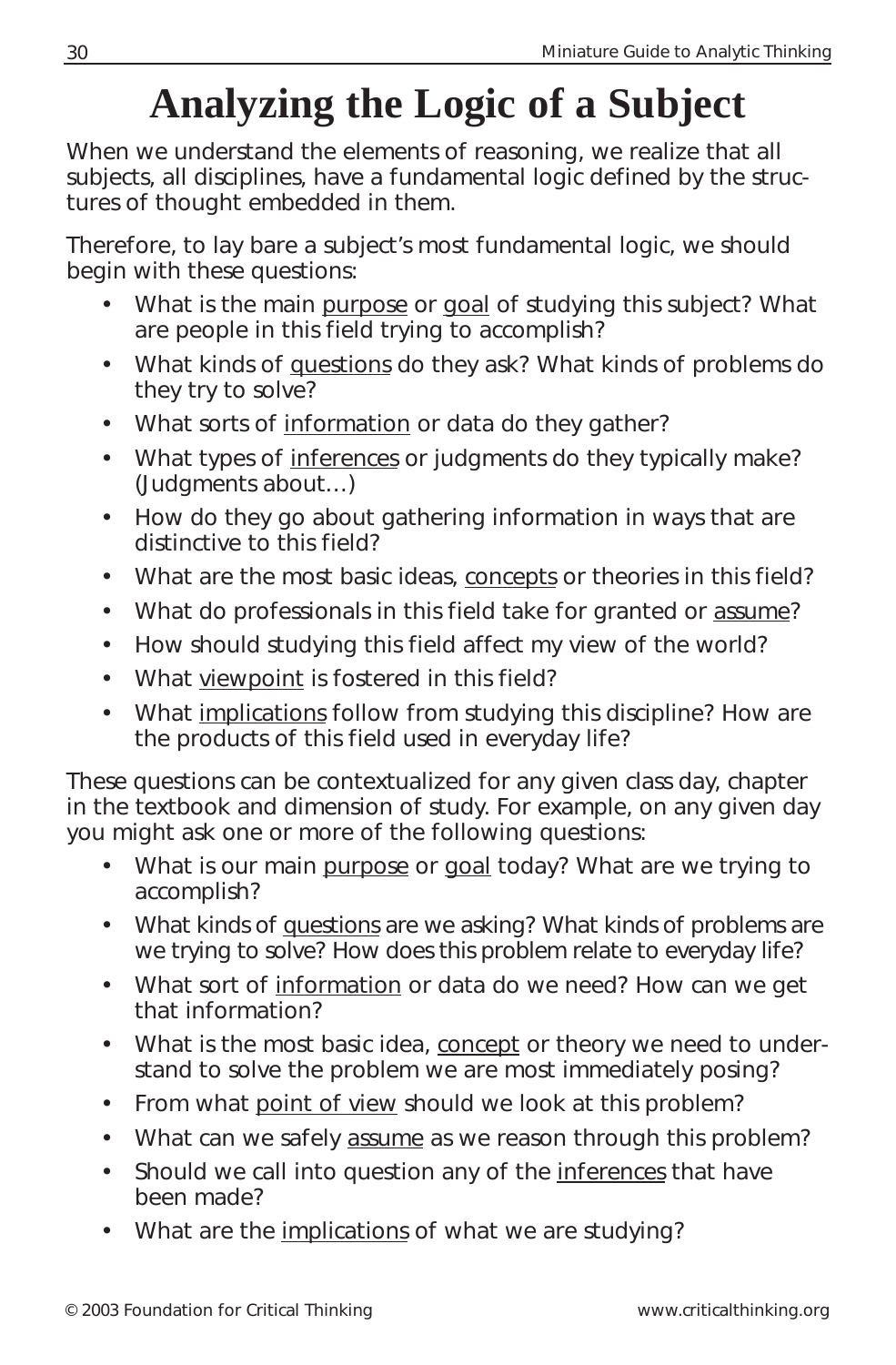# Analyzing the Logic of a Subject

When we understand the elements of reasoning, we realize that all subjects, all disciplines, have a fundamental logic defined by the structures of thought embedded in them.

Therefore, to lay bare a subject's most fundamental logic, we should begin with these questions:

- What is the main <u>purpose</u> or <u>goal</u> of studying this subject? What are people in this field trying to accomplish?
- What kinds of <u>questions</u> do they ask? What kinds of problems do they try to solve?
- What sorts of <u>information</u> or data do they gather?
- What types of <u>inferences</u> or judgments do they typically make? (Judgments about…)
- How do they go about gathering information in ways that are distinctive to this field?
- What are the most basic ideas, <u>concepts</u> or theories in this field?
- What do professionals in this field take for granted or <u>assume</u>?
- How should studying this field affect my view of the world?
- What <u>viewpoint</u> is fostered in this field?
- What <u>implications</u> follow from studying this discipline? How are the products of this field used in everyday life?

These questions can be contextualized for any given class day, chapter in the textbook and dimension of study. For example, on any given day you might ask one or more of the following questions:

- What is our main <u>purpose</u> or <u>goal</u> today? What are we trying to accomplish?
- What kinds of <u>questions</u> are we asking? What kinds of problems are we trying to solve? How does this problem relate to everyday life?
- What sort of <u>information</u> or data do we need? How can we get that information?
- What is the most basic idea, <u>concept</u> or theory we need to understand to solve the problem we are most immediately posing?
- From what <u>point of view</u> should we look at this problem?
- What can we safely <u>assume</u> as we reason through this problem?
- Should we call into question any of the <u>inferences</u> that have been made?
- What are the <u>implications</u> of what we are studying?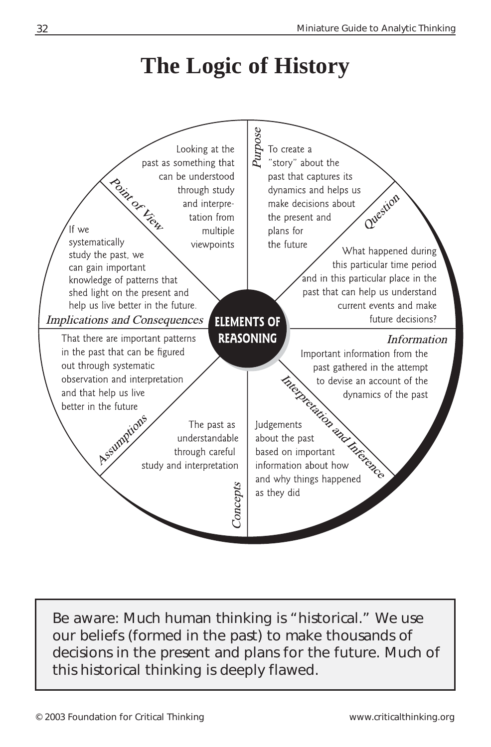# The Logic of History

**Purpose**
To create a "story" about the past that captures its dynamics and helps us make decisions about the present and plans for the future

**Question**
What happened during this particular time period and in this particular place in the past that can help us understand current events and make future decisions?

**Information**
Important information from the past gathered in the attempt to devise an account of the dynamics of the past

**Interpretation and Inference**
Judgements about the past based on important information about how and why things happened as they did

**Concepts**
The past as understandable through careful study and interpretation

**Assumptions**
That there are important patterns in the past that can be figured out through systematic observation and interpretation and that help us live better in the future

**Implications and Consequences**
If we systematically study the past, we can gain important knowledge of patterns that shed light on the present and help us live better in the future.

**Point of View**
Looking at the past as something that can be understood through study and interpretation from multiple viewpoints

ELEMENTS OF REASONING

Be aware: Much human thinking is "historical." We use our beliefs (formed in the past) to make thousands of decisions in the present and plans for the future. Much of this historical thinking is deeply flawed.

© 2003 Foundation for Critical Thinking www.criticalthinking.org